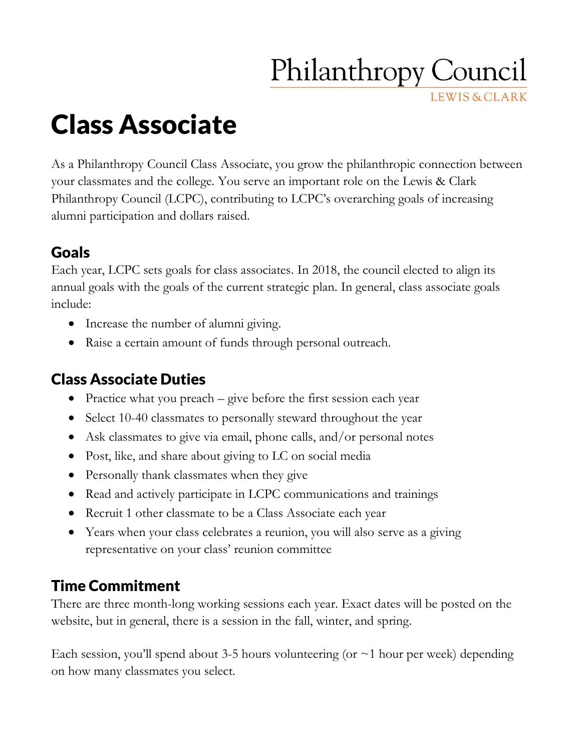Philanthropy Council

LEWIS & CLARK

# Class Associate

As a Philanthropy Council Class Associate, you grow the philanthropic connection between your classmates and the college. You serve an important role on the Lewis & Clark Philanthropy Council (LCPC), contributing to LCPC's overarching goals of increasing alumni participation and dollars raised.

## Goals

Each year, LCPC sets goals for class associates. In 2018, the council elected to align its annual goals with the goals of the current strategic plan. In general, class associate goals include:

- Increase the number of alumni giving.
- Raise a certain amount of funds through personal outreach.

## Class Associate Duties

- Practice what you preach – give before the first session each year
- Select 10-40 classmates to personally steward throughout the year
- Ask classmates to give via email, phone calls, and/or personal notes
- Post, like, and share about giving to LC on social media
- Personally thank classmates when they give
- Read and actively participate in LCPC communications and trainings
- Recruit 1 other classmate to be a Class Associate each year
- Years when your class celebrates a reunion, you will also serve as a giving representative on your class' reunion committee

## Time Commitment

There are three month-long working sessions each year. Exact dates will be posted on the website, but in general, there is a session in the fall, winter, and spring.

Each session, you'll spend about 3-5 hours volunteering (or ~1 hour per week) depending on how many classmates you select.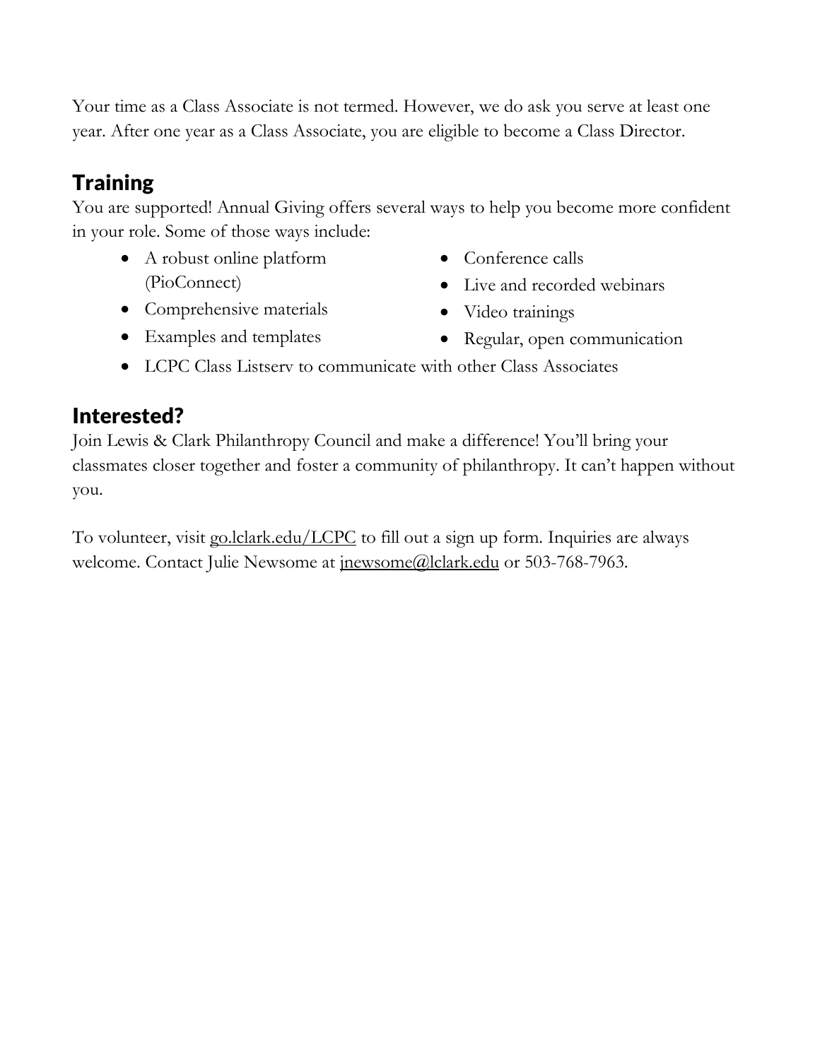Your time as a Class Associate is not termed. However, we do ask you serve at least one year. After one year as a Class Associate, you are eligible to become a Class Director.

## Training

You are supported! Annual Giving offers several ways to help you become more confident in your role. Some of those ways include:

- A robust online platform (PioConnect)
- Comprehensive materials
- Examples and templates
- Conference calls
- Live and recorded webinars
- Video trainings
- Regular, open communication
- LCPC Class Listserv to communicate with other Class Associates

## Interested?

Join Lewis & Clark Philanthropy Council and make a difference! You'll bring your classmates closer together and foster a community of philanthropy. It can't happen without you.

To volunteer, visit go.lclark.edu/LCPC to fill out a sign up form. Inquiries are always welcome. Contact Julie Newsome at jnewsome@lclark.edu or 503-768-7963.